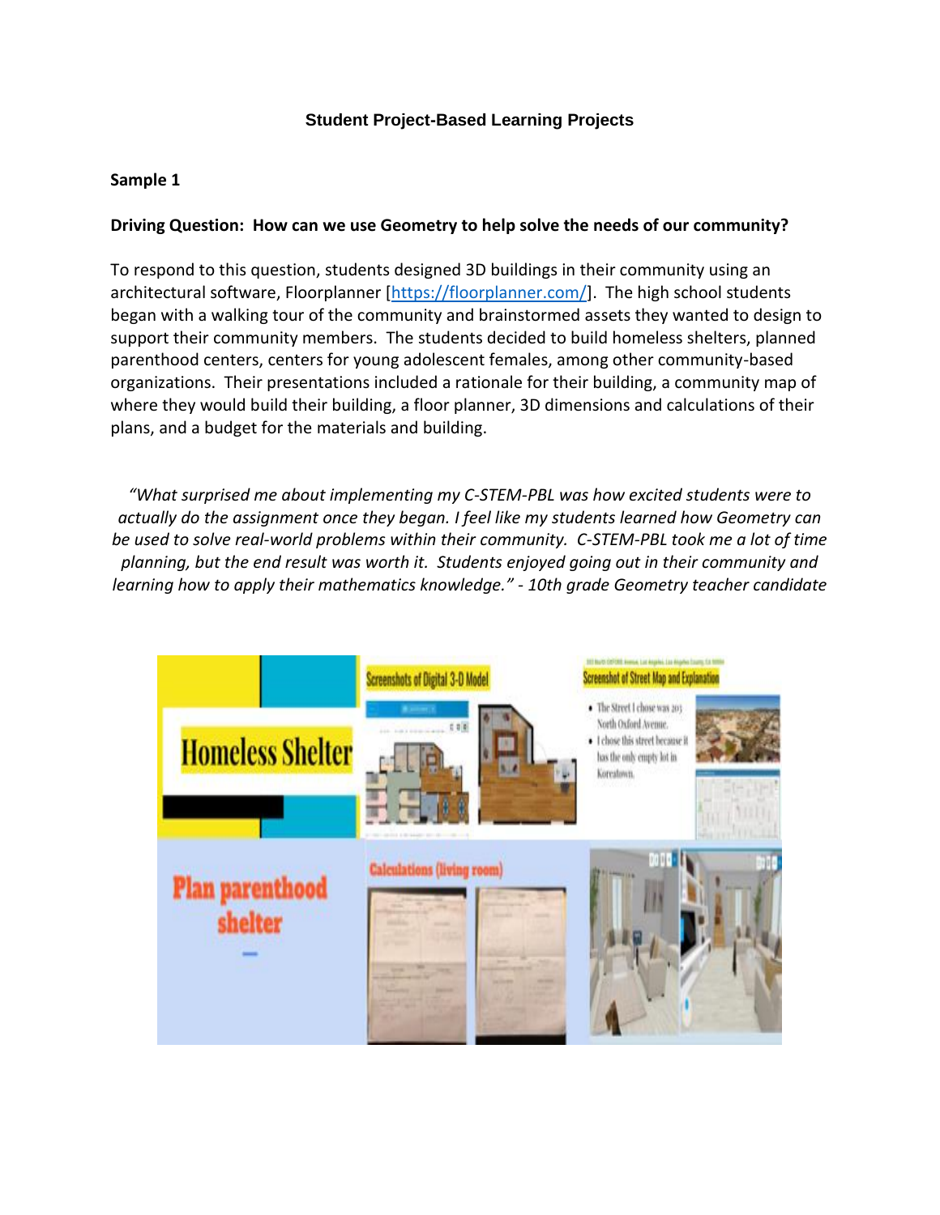**Student Project-Based Learning Projects**

**Sample 1**

**Driving Question: How can we use Geometry to help solve the needs of our community?**

To respond to this question, students designed 3D buildings in their community using an architectural software, Floorplanner [https://floorplanner.com/]. The high school students began with a walking tour of the community and brainstormed assets they wanted to design to support their community members. The students decided to build homeless shelters, planned parenthood centers, centers for young adolescent females, among other community-based organizations. Their presentations included a rationale for their building, a community map of where they would build their building, a floor planner, 3D dimensions and calculations of their plans, and a budget for the materials and building.

*"What surprised me about implementing my C-STEM-PBL was how excited students were to actually do the assignment once they began. I feel like my students learned how Geometry can be used to solve real-world problems within their community. C-STEM-PBL took me a lot of time planning, but the end result was worth it. Students enjoyed going out in their community and learning how to apply their mathematics knowledge." - 10th grade Geometry teacher candidate*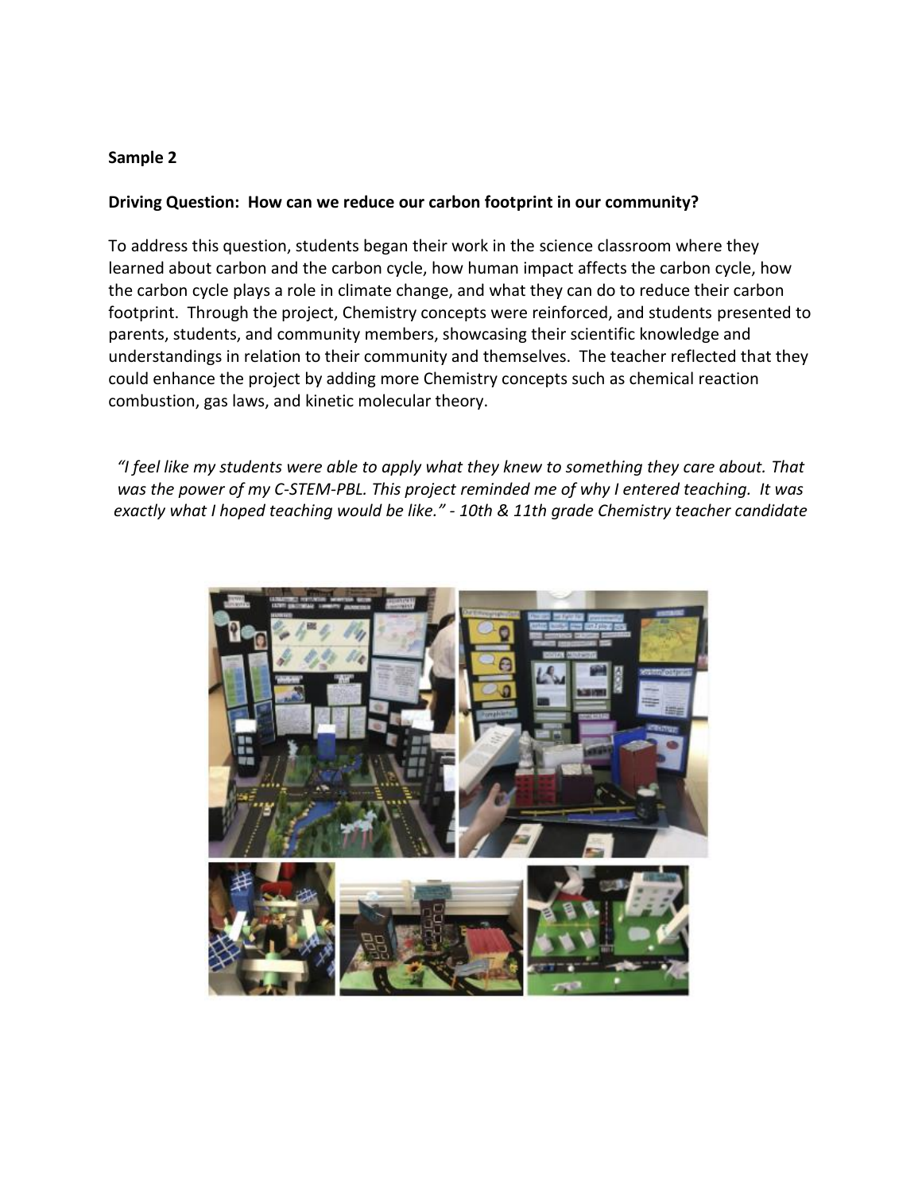**Sample 2**

**Driving Question: How can we reduce our carbon footprint in our community?**

To address this question, students began their work in the science classroom where they learned about carbon and the carbon cycle, how human impact affects the carbon cycle, how the carbon cycle plays a role in climate change, and what they can do to reduce their carbon footprint. Through the project, Chemistry concepts were reinforced, and students presented to parents, students, and community members, showcasing their scientific knowledge and understandings in relation to their community and themselves. The teacher reflected that they could enhance the project by adding more Chemistry concepts such as chemical reaction combustion, gas laws, and kinetic molecular theory.

*"I feel like my students were able to apply what they knew to something they care about. That was the power of my C-STEM-PBL. This project reminded me of why I entered teaching. It was exactly what I hoped teaching would be like." - 10th & 11th grade Chemistry teacher candidate*